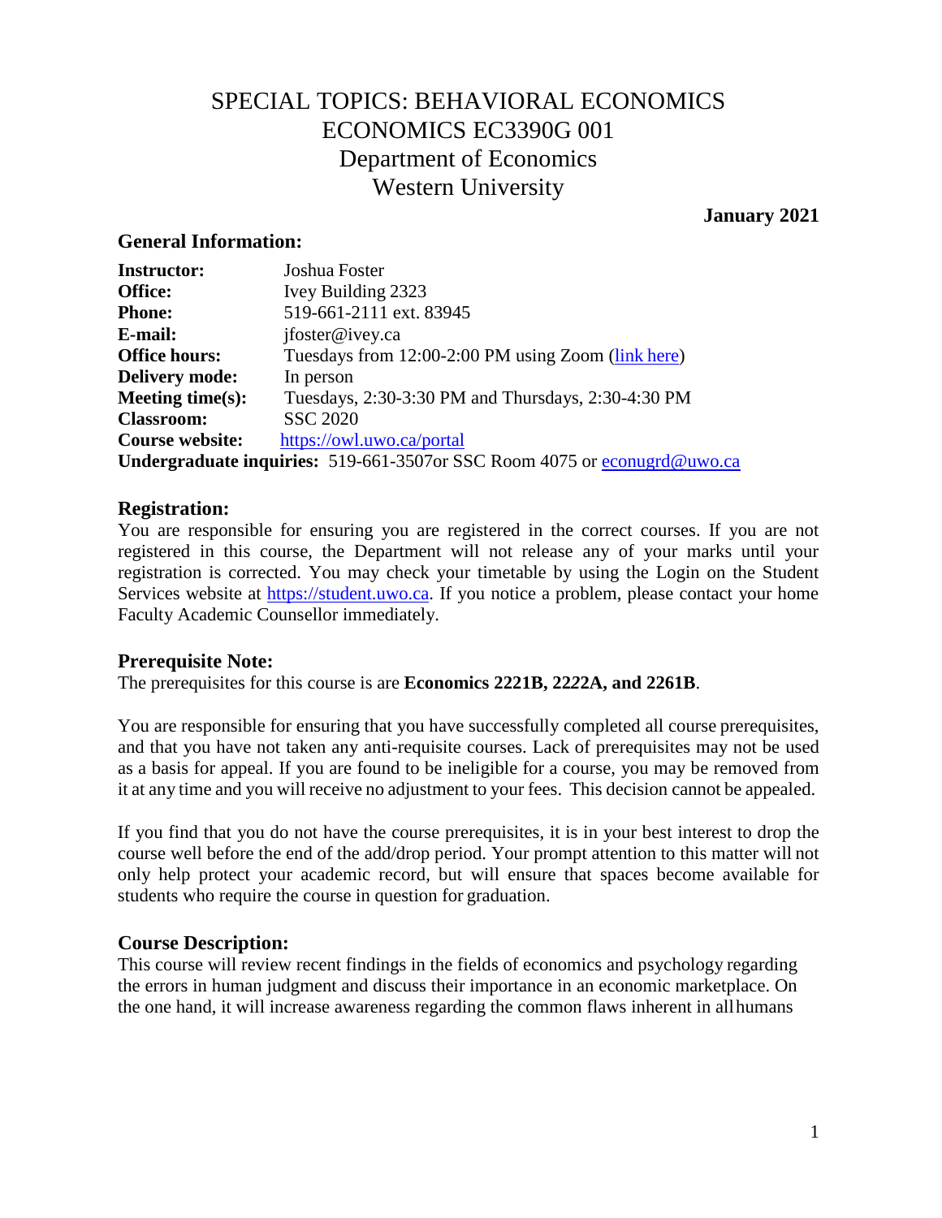# SPECIAL TOPICS: BEHAVIORAL ECONOMICS
# ECONOMICS EC3390G 001
## Department of Economics
## Western University

**January 2021**

### General Information:

**Instructor:** Joshua Foster
**Office:** Ivey Building 2323
**Phone:** 519-661-2111 ext. 83945
**E-mail:** jfoster@ivey.ca
**Office hours:** Tuesdays from 12:00-2:00 PM using Zoom (link here)
**Delivery mode:** In person
**Meeting time(s):** Tuesdays, 2:30-3:30 PM and Thursdays, 2:30-4:30 PM
**Classroom:** SSC 2020
**Course website:** https://owl.uwo.ca/portal
**Undergraduate inquiries:** 519-661-3507or SSC Room 4075 or econugrd@uwo.ca

### Registration:

You are responsible for ensuring you are registered in the correct courses. If you are not registered in this course, the Department will not release any of your marks until your registration is corrected. You may check your timetable by using the Login on the Student Services website at https://student.uwo.ca. If you notice a problem, please contact your home Faculty Academic Counsellor immediately.

### Prerequisite Note:

The prerequisites for this course is are **Economics 2221B, 2222A, and 2261B**.

You are responsible for ensuring that you have successfully completed all course prerequisites, and that you have not taken any anti-requisite courses. Lack of prerequisites may not be used as a basis for appeal. If you are found to be ineligible for a course, you may be removed from it at any time and you will receive no adjustment to your fees. This decision cannot be appealed.

If you find that you do not have the course prerequisites, it is in your best interest to drop the course well before the end of the add/drop period. Your prompt attention to this matter will not only help protect your academic record, but will ensure that spaces become available for students who require the course in question for graduation.

### Course Description:

This course will review recent findings in the fields of economics and psychology regarding the errors in human judgment and discuss their importance in an economic marketplace. On the one hand, it will increase awareness regarding the common flaws inherent in all humans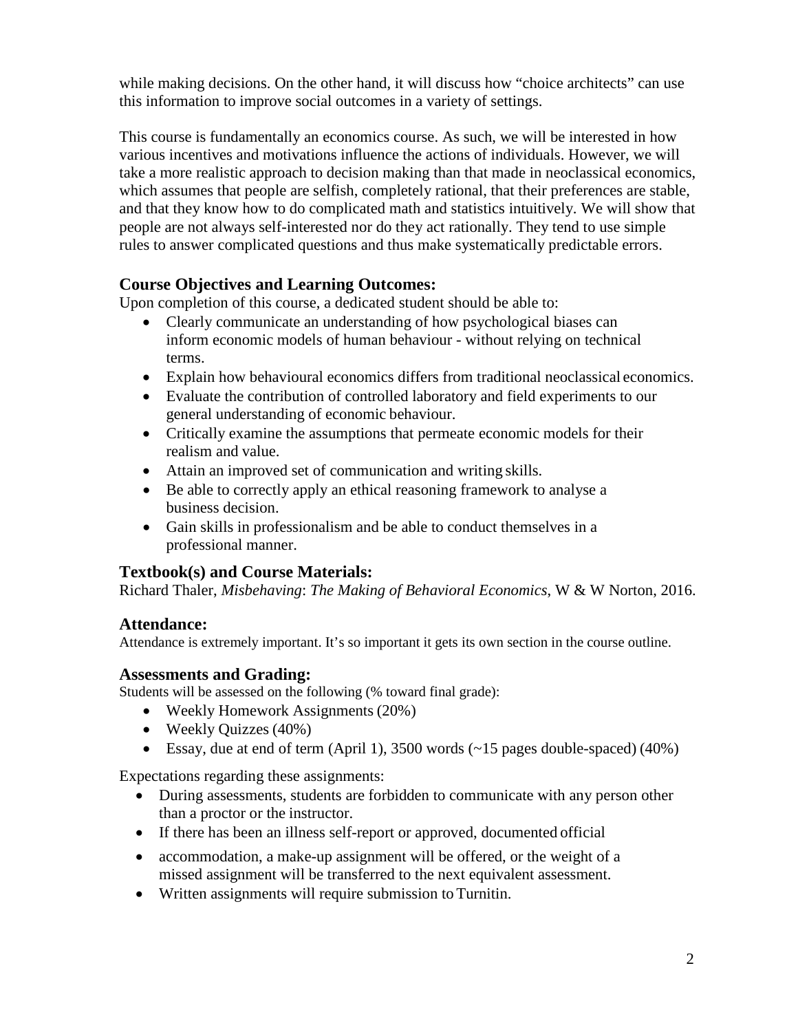while making decisions. On the other hand, it will discuss how "choice architects" can use this information to improve social outcomes in a variety of settings.

This course is fundamentally an economics course. As such, we will be interested in how various incentives and motivations influence the actions of individuals. However, we will take a more realistic approach to decision making than that made in neoclassical economics, which assumes that people are selfish, completely rational, that their preferences are stable, and that they know how to do complicated math and statistics intuitively. We will show that people are not always self-interested nor do they act rationally. They tend to use simple rules to answer complicated questions and thus make systematically predictable errors.

## Course Objectives and Learning Outcomes:

Upon completion of this course, a dedicated student should be able to:

- Clearly communicate an understanding of how psychological biases can inform economic models of human behaviour - without relying on technical terms.
- Explain how behavioural economics differs from traditional neoclassical economics.
- Evaluate the contribution of controlled laboratory and field experiments to our general understanding of economic behaviour.
- Critically examine the assumptions that permeate economic models for their realism and value.
- Attain an improved set of communication and writing skills.
- Be able to correctly apply an ethical reasoning framework to analyse a business decision.
- Gain skills in professionalism and be able to conduct themselves in a professional manner.

## Textbook(s) and Course Materials:

Richard Thaler, *Misbehaving*: *The Making of Behavioral Economics,* W & W Norton, 2016.

## Attendance:

Attendance is extremely important. It's so important it gets its own section in the course outline.

## Assessments and Grading:

Students will be assessed on the following (% toward final grade):

- Weekly Homework Assignments (20%)
- Weekly Quizzes (40%)
- Essay, due at end of term (April 1), 3500 words (~15 pages double-spaced) (40%)

Expectations regarding these assignments:

- During assessments, students are forbidden to communicate with any person other than a proctor or the instructor.
- If there has been an illness self-report or approved, documented official
- accommodation, a make-up assignment will be offered, or the weight of a missed assignment will be transferred to the next equivalent assessment.
- Written assignments will require submission to Turnitin.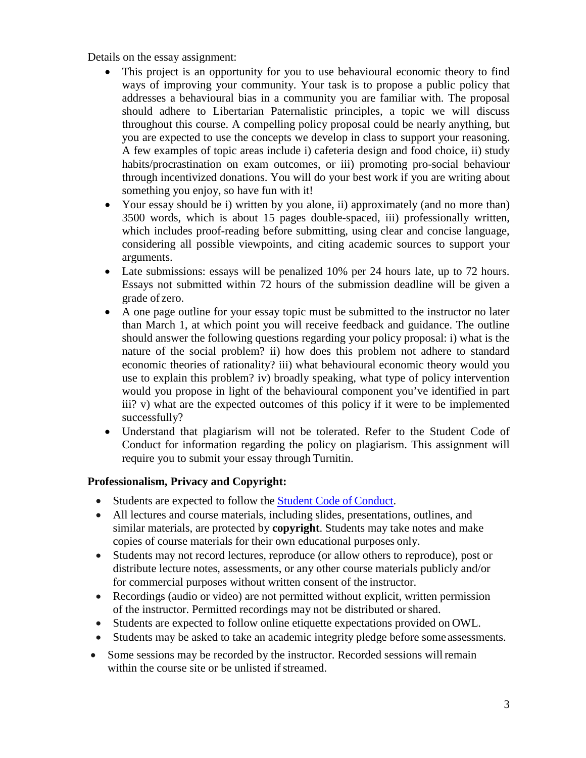Details on the essay assignment:

- This project is an opportunity for you to use behavioural economic theory to find ways of improving your community. Your task is to propose a public policy that addresses a behavioural bias in a community you are familiar with. The proposal should adhere to Libertarian Paternalistic principles, a topic we will discuss throughout this course. A compelling policy proposal could be nearly anything, but you are expected to use the concepts we develop in class to support your reasoning. A few examples of topic areas include i) cafeteria design and food choice, ii) study habits/procrastination on exam outcomes, or iii) promoting pro-social behaviour through incentivized donations. You will do your best work if you are writing about something you enjoy, so have fun with it!
- Your essay should be i) written by you alone, ii) approximately (and no more than) 3500 words, which is about 15 pages double-spaced, iii) professionally written, which includes proof-reading before submitting, using clear and concise language, considering all possible viewpoints, and citing academic sources to support your arguments.
- Late submissions: essays will be penalized 10% per 24 hours late, up to 72 hours. Essays not submitted within 72 hours of the submission deadline will be given a grade of zero.
- A one page outline for your essay topic must be submitted to the instructor no later than March 1, at which point you will receive feedback and guidance. The outline should answer the following questions regarding your policy proposal: i) what is the nature of the social problem? ii) how does this problem not adhere to standard economic theories of rationality? iii) what behavioural economic theory would you use to explain this problem? iv) broadly speaking, what type of policy intervention would you propose in light of the behavioural component you've identified in part iii? v) what are the expected outcomes of this policy if it were to be implemented successfully?
- Understand that plagiarism will not be tolerated. Refer to the Student Code of Conduct for information regarding the policy on plagiarism. This assignment will require you to submit your essay through Turnitin.

**Professionalism, Privacy and Copyright:**

- Students are expected to follow the [Student Code of Conduct](#).
- All lectures and course materials, including slides, presentations, outlines, and similar materials, are protected by **copyright**. Students may take notes and make copies of course materials for their own educational purposes only.
- Students may not record lectures, reproduce (or allow others to reproduce), post or distribute lecture notes, assessments, or any other course materials publicly and/or for commercial purposes without written consent of the instructor.
- Recordings (audio or video) are not permitted without explicit, written permission of the instructor. Permitted recordings may not be distributed or shared.
- Students are expected to follow online etiquette expectations provided on OWL.
- Students may be asked to take an academic integrity pledge before some assessments.
- Some sessions may be recorded by the instructor. Recorded sessions will remain within the course site or be unlisted if streamed.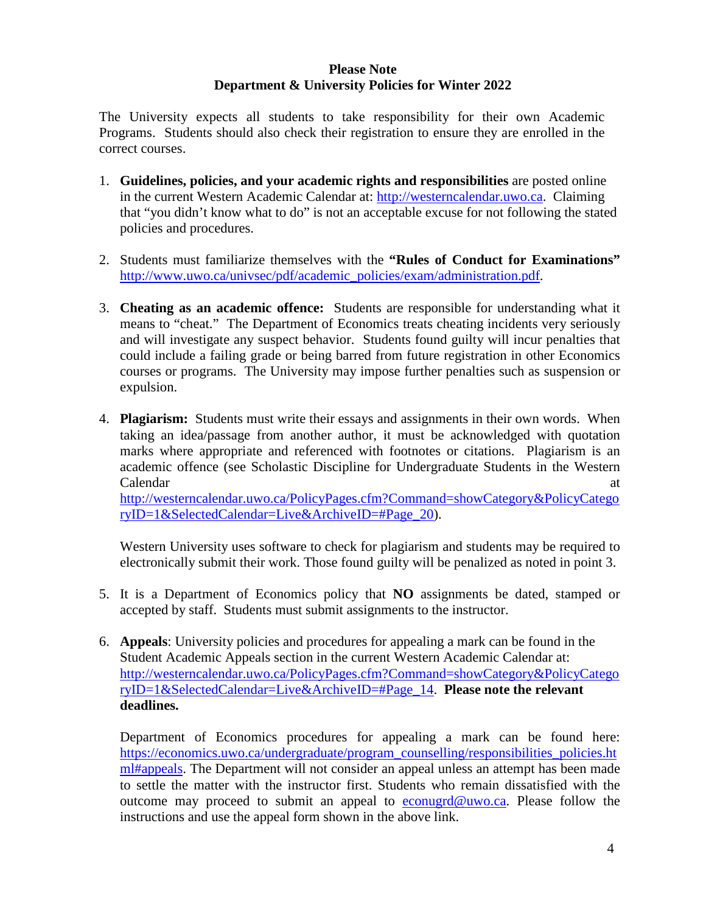**Please Note**
**Department & University Policies for Winter 2022**

The University expects all students to take responsibility for their own Academic Programs. Students should also check their registration to ensure they are enrolled in the correct courses.

1. **Guidelines, policies, and your academic rights and responsibilities** are posted online in the current Western Academic Calendar at: http://westerncalendar.uwo.ca. Claiming that "you didn't know what to do" is not an acceptable excuse for not following the stated policies and procedures.

2. Students must familiarize themselves with the **"Rules of Conduct for Examinations"** http://www.uwo.ca/univsec/pdf/academic_policies/exam/administration.pdf.

3. **Cheating as an academic offence:** Students are responsible for understanding what it means to "cheat." The Department of Economics treats cheating incidents very seriously and will investigate any suspect behavior. Students found guilty will incur penalties that could include a failing grade or being barred from future registration in other Economics courses or programs. The University may impose further penalties such as suspension or expulsion.

4. **Plagiarism:** Students must write their essays and assignments in their own words. When taking an idea/passage from another author, it must be acknowledged with quotation marks where appropriate and referenced with footnotes or citations. Plagiarism is an academic offence (see Scholastic Discipline for Undergraduate Students in the Western Calendar at http://westerncalendar.uwo.ca/PolicyPages.cfm?Command=showCategory&PolicyCategoryID=1&SelectedCalendar=Live&ArchiveID=#Page_20).

   Western University uses software to check for plagiarism and students may be required to electronically submit their work. Those found guilty will be penalized as noted in point 3.

5. It is a Department of Economics policy that **NO** assignments be dated, stamped or accepted by staff. Students must submit assignments to the instructor.

6. **Appeals**: University policies and procedures for appealing a mark can be found in the Student Academic Appeals section in the current Western Academic Calendar at: http://westerncalendar.uwo.ca/PolicyPages.cfm?Command=showCategory&PolicyCategoryID=1&SelectedCalendar=Live&ArchiveID=#Page_14. **Please note the relevant deadlines.**

   Department of Economics procedures for appealing a mark can be found here: https://economics.uwo.ca/undergraduate/program_counselling/responsibilities_policies.html#appeals. The Department will not consider an appeal unless an attempt has been made to settle the matter with the instructor first. Students who remain dissatisfied with the outcome may proceed to submit an appeal to econugrd@uwo.ca. Please follow the instructions and use the appeal form shown in the above link.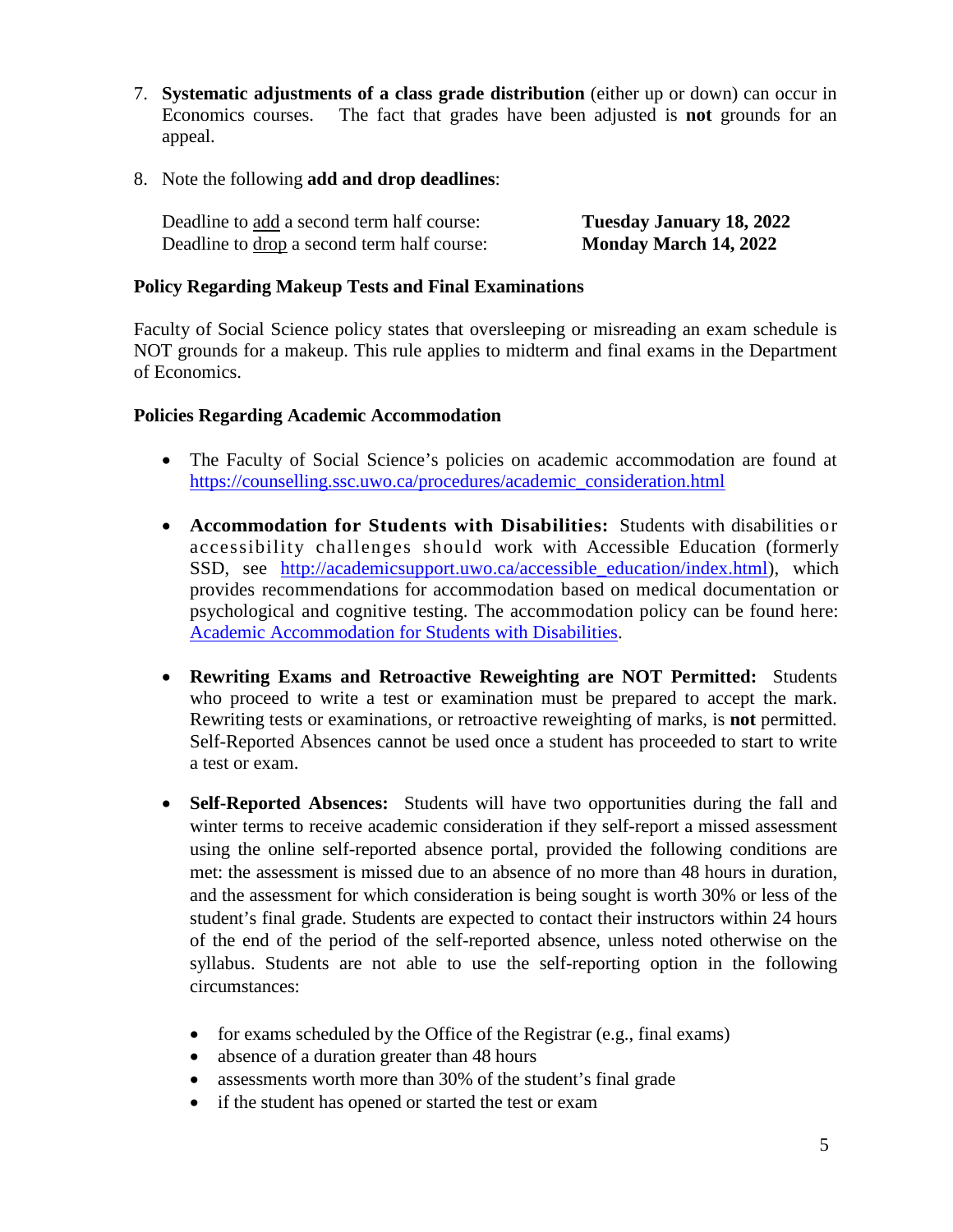7. **Systematic adjustments of a class grade distribution** (either up or down) can occur in Economics courses. The fact that grades have been adjusted is **not** grounds for an appeal.

8. Note the following **add and drop deadlines**:

   Deadline to add a second term half course: **Tuesday January 18, 2022**
   Deadline to drop a second term half course: **Monday March 14, 2022**

**Policy Regarding Makeup Tests and Final Examinations**

Faculty of Social Science policy states that oversleeping or misreading an exam schedule is NOT grounds for a makeup. This rule applies to midterm and final exams in the Department of Economics.

**Policies Regarding Academic Accommodation**

- The Faculty of Social Science's policies on academic accommodation are found at https://counselling.ssc.uwo.ca/procedures/academic_consideration.html

- **Accommodation for Students with Disabilities:** Students with disabilities or accessibility challenges should work with Accessible Education (formerly SSD, see http://academicsupport.uwo.ca/accessible_education/index.html), which provides recommendations for accommodation based on medical documentation or psychological and cognitive testing. The accommodation policy can be found here: Academic Accommodation for Students with Disabilities.

- **Rewriting Exams and Retroactive Reweighting are NOT Permitted:** Students who proceed to write a test or examination must be prepared to accept the mark. Rewriting tests or examinations, or retroactive reweighting of marks, is **not** permitted. Self-Reported Absences cannot be used once a student has proceeded to start to write a test or exam.

- **Self-Reported Absences:** Students will have two opportunities during the fall and winter terms to receive academic consideration if they self-report a missed assessment using the online self-reported absence portal, provided the following conditions are met: the assessment is missed due to an absence of no more than 48 hours in duration, and the assessment for which consideration is being sought is worth 30% or less of the student's final grade. Students are expected to contact their instructors within 24 hours of the end of the period of the self-reported absence, unless noted otherwise on the syllabus. Students are not able to use the self-reporting option in the following circumstances:

  - for exams scheduled by the Office of the Registrar (e.g., final exams)
  - absence of a duration greater than 48 hours
  - assessments worth more than 30% of the student's final grade
  - if the student has opened or started the test or exam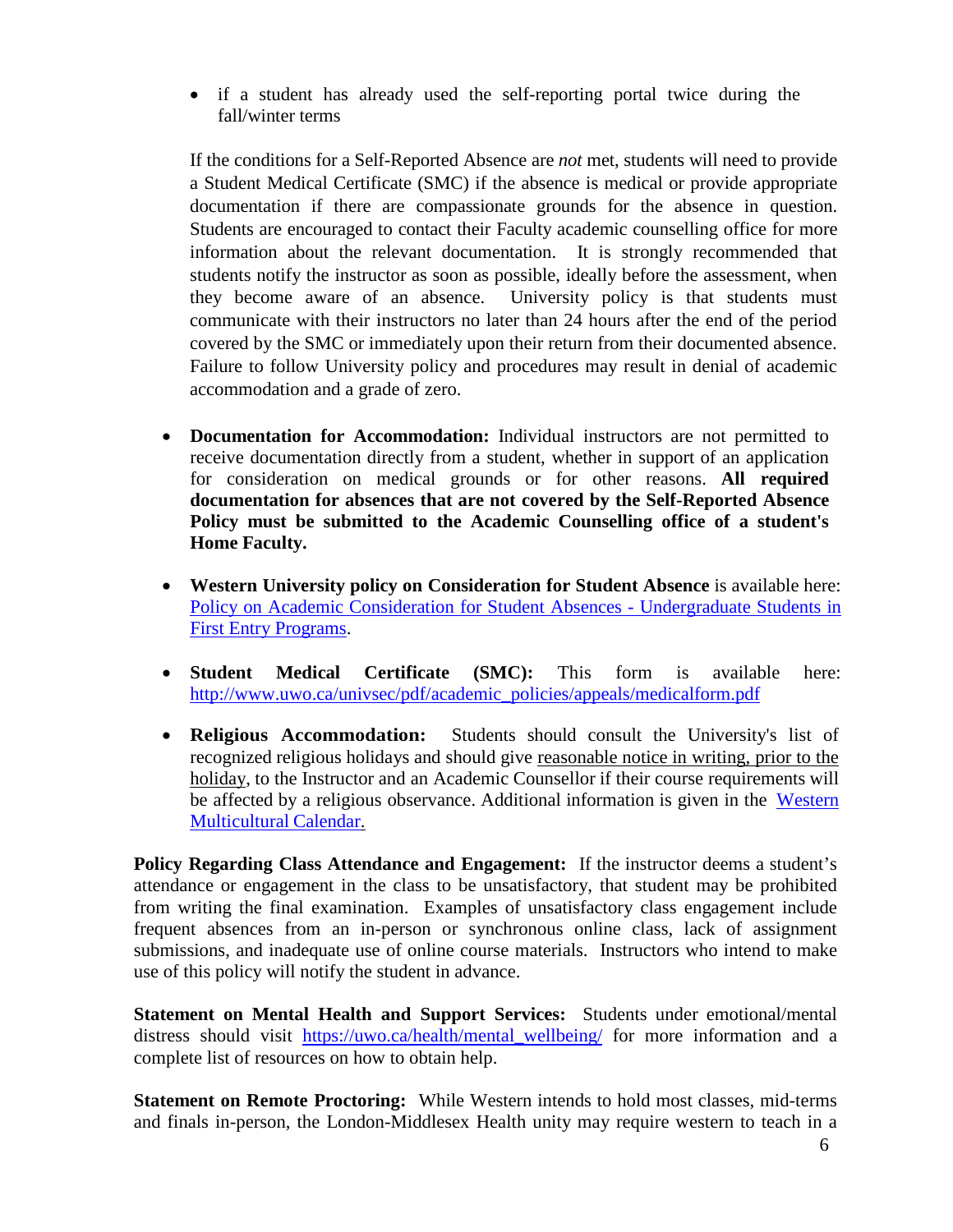- if a student has already used the self-reporting portal twice during the fall/winter terms

  If the conditions for a Self-Reported Absence are *not* met, students will need to provide a Student Medical Certificate (SMC) if the absence is medical or provide appropriate documentation if there are compassionate grounds for the absence in question. Students are encouraged to contact their Faculty academic counselling office for more information about the relevant documentation. It is strongly recommended that students notify the instructor as soon as possible, ideally before the assessment, when they become aware of an absence. University policy is that students must communicate with their instructors no later than 24 hours after the end of the period covered by the SMC or immediately upon their return from their documented absence. Failure to follow University policy and procedures may result in denial of academic accommodation and a grade of zero.

- **Documentation for Accommodation:** Individual instructors are not permitted to receive documentation directly from a student, whether in support of an application for consideration on medical grounds or for other reasons. **All required documentation for absences that are not covered by the Self-Reported Absence Policy must be submitted to the Academic Counselling office of a student's Home Faculty.**

- **Western University policy on Consideration for Student Absence** is available here: [Policy on Academic Consideration for Student Absences - Undergraduate Students in First Entry Programs](Policy on Academic Consideration for Student Absences - Undergraduate Students in First Entry Programs).

- **Student Medical Certificate (SMC):** This form is available here: http://www.uwo.ca/univsec/pdf/academic_policies/appeals/medicalform.pdf

- **Religious Accommodation:** Students should consult the University's list of recognized religious holidays and should give reasonable notice in writing, prior to the holiday, to the Instructor and an Academic Counsellor if their course requirements will be affected by a religious observance. Additional information is given in the [Western Multicultural Calendar.](Western Multicultural Calendar.)

**Policy Regarding Class Attendance and Engagement:** If the instructor deems a student's attendance or engagement in the class to be unsatisfactory, that student may be prohibited from writing the final examination. Examples of unsatisfactory class engagement include frequent absences from an in-person or synchronous online class, lack of assignment submissions, and inadequate use of online course materials. Instructors who intend to make use of this policy will notify the student in advance.

**Statement on Mental Health and Support Services:** Students under emotional/mental distress should visit https://uwo.ca/health/mental_wellbeing/ for more information and a complete list of resources on how to obtain help.

**Statement on Remote Proctoring:** While Western intends to hold most classes, mid-terms and finals in-person, the London-Middlesex Health unity may require western to teach in a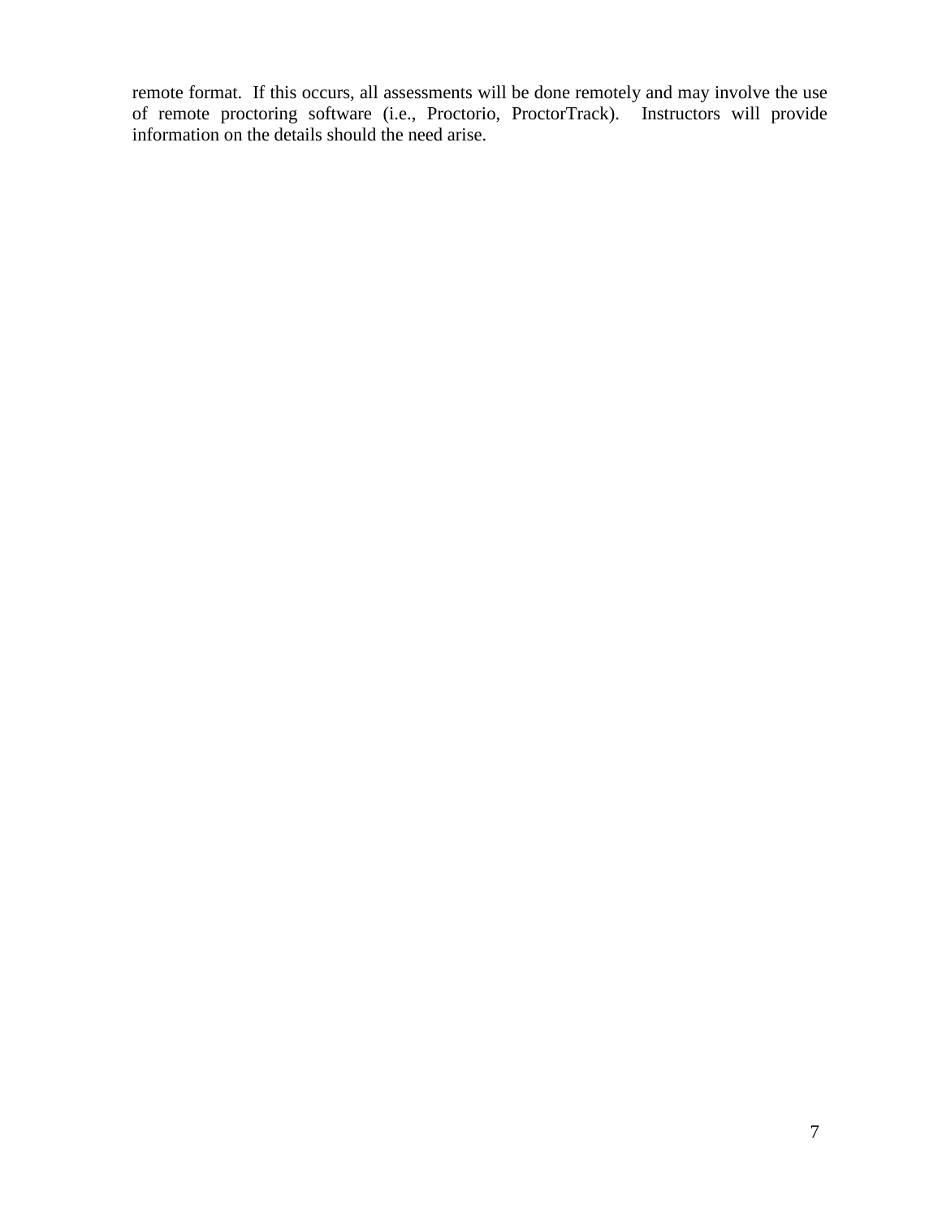remote format. If this occurs, all assessments will be done remotely and may involve the use of remote proctoring software (i.e., Proctorio, ProctorTrack). Instructors will provide information on the details should the need arise.